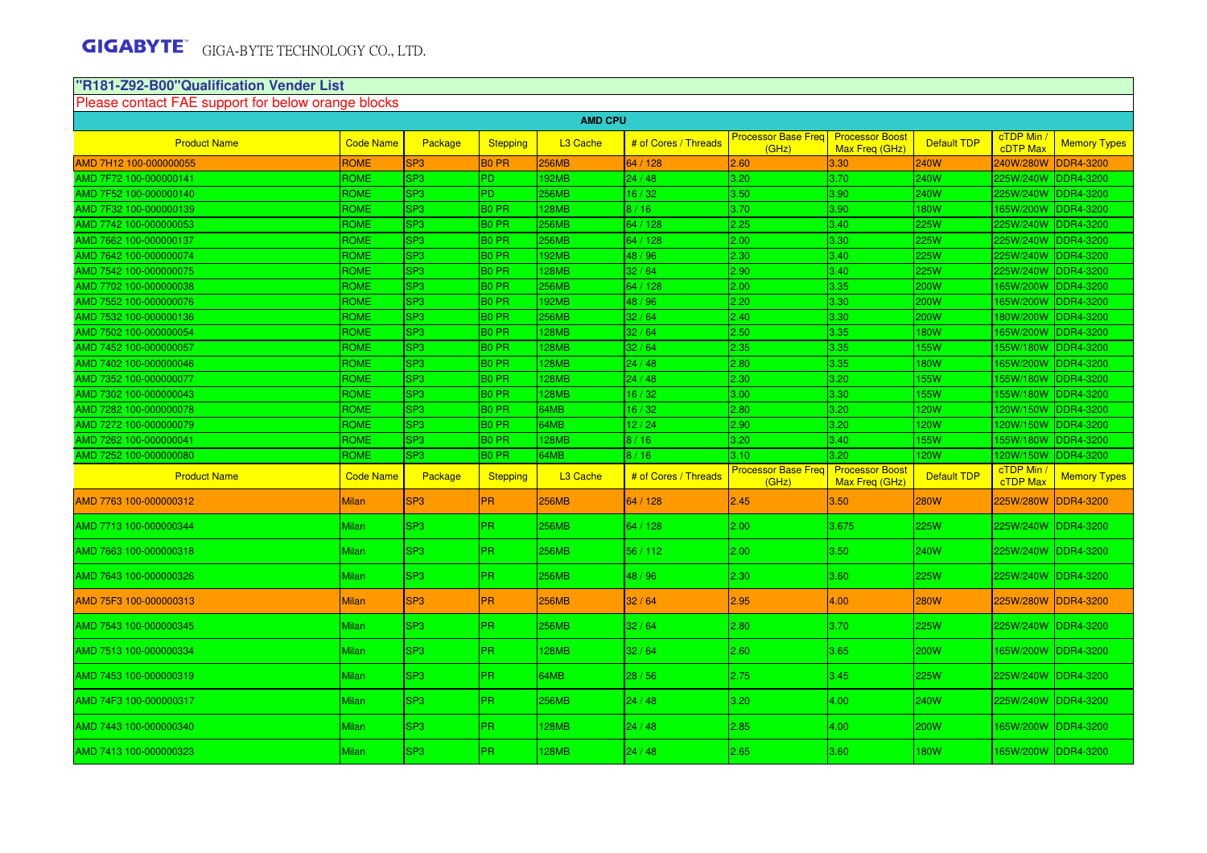GIGABYTE™ GIGA-BYTE TECHNOLOGY CO., LTD.

## "R181-Z92-B00"Qualification Vender List

Please contact FAE support for below orange blocks

**AMD CPU**

| Product Name | Code Name | Package | Stepping | L3 Cache | # of Cores / Threads | Processor Base Freq (GHz) | Processor Boost Max Freq (GHz) | Default TDP | cTDP Min / cDTP Max | Memory Types |
|---|---|---|---|---|---|---|---|---|---|---|
| AMD 7H12 100-000000055 | ROME | SP3 | B0 PR | 256MB | 64 / 128 | 2.60 | 3.30 | 240W | 240W/280W | DDR4-3200 |
| AMD 7F72 100-000000141 | ROME | SP3 | PD | 192MB | 24 / 48 | 3.20 | 3.70 | 240W | 225W/240W | DDR4-3200 |
| AMD 7F52 100-000000140 | ROME | SP3 | PD | 256MB | 16 / 32 | 3.50 | 3.90 | 240W | 225W/240W | DDR4-3200 |
| AMD 7F32 100-000000139 | ROME | SP3 | B0 PR | 128MB | 8 / 16 | 3.70 | 3.90 | 180W | 165W/200W | DDR4-3200 |
| AMD 7742 100-000000053 | ROME | SP3 | B0 PR | 256MB | 64 / 128 | 2.25 | 3.40 | 225W | 225W/240W | DDR4-3200 |
| AMD 7662 100-000000137 | ROME | SP3 | B0 PR | 256MB | 64 / 128 | 2.00 | 3.30 | 225W | 225W/240W | DDR4-3200 |
| AMD 7642 100-000000074 | ROME | SP3 | B0 PR | 192MB | 48 / 96 | 2.30 | 3.40 | 225W | 225W/240W | DDR4-3200 |
| AMD 7542 100-000000075 | ROME | SP3 | B0 PR | 128MB | 32 / 64 | 2.90 | 3.40 | 225W | 225W/240W | DDR4-3200 |
| AMD 7702 100-000000038 | ROME | SP3 | B0 PR | 256MB | 64 / 128 | 2.00 | 3.35 | 200W | 165W/200W | DDR4-3200 |
| AMD 7552 100-000000076 | ROME | SP3 | B0 PR | 192MB | 48 / 96 | 2.20 | 3.30 | 200W | 165W/200W | DDR4-3200 |
| AMD 7532 100-000000136 | ROME | SP3 | B0 PR | 256MB | 32 / 64 | 2.40 | 3.30 | 200W | 180W/200W | DDR4-3200 |
| AMD 7502 100-000000054 | ROME | SP3 | B0 PR | 128MB | 32 / 64 | 2.50 | 3.35 | 180W | 165W/200W | DDR4-3200 |
| AMD 7452 100-000000057 | ROME | SP3 | B0 PR | 128MB | 32 / 64 | 2.35 | 3.35 | 155W | 155W/180W | DDR4-3200 |
| AMD 7402 100-000000046 | ROME | SP3 | B0 PR | 128MB | 24 / 48 | 2.80 | 3.35 | 180W | 165W/200W | DDR4-3200 |
| AMD 7352 100-000000077 | ROME | SP3 | B0 PR | 128MB | 24 / 48 | 2.30 | 3.20 | 155W | 155W/180W | DDR4-3200 |
| AMD 7302 100-000000043 | ROME | SP3 | B0 PR | 128MB | 16 / 32 | 3.00 | 3.30 | 155W | 155W/180W | DDR4-3200 |
| AMD 7282 100-000000078 | ROME | SP3 | B0 PR | 64MB | 16 / 32 | 2.80 | 3.20 | 120W | 120W/150W | DDR4-3200 |
| AMD 7272 100-000000079 | ROME | SP3 | B0 PR | 64MB | 12 / 24 | 2.90 | 3.20 | 120W | 120W/150W | DDR4-3200 |
| AMD 7262 100-000000041 | ROME | SP3 | B0 PR | 128MB | 8 / 16 | 3.20 | 3.40 | 155W | 155W/180W | DDR4-3200 |
| AMD 7252 100-000000080 | ROME | SP3 | B0 PR | 64MB | 8 / 16 | 3.10 | 3.20 | 120W | 120W/150W | DDR4-3200 |
| **Product Name** | **Code Name** | **Package** | **Stepping** | **L3 Cache** | **# of Cores / Threads** | **Processor Base Freq (GHz)** | **Processor Boost Max Freq (GHz)** | **Default TDP** | **cTDP Min / cTDP Max** | **Memory Types** |
| AMD 7763 100-000000312 | Milan | SP3 | PR | 256MB | 64 / 128 | 2.45 | 3.50 | 280W | 225W/280W | DDR4-3200 |
| AMD 7713 100-000000344 | Milan | SP3 | PR | 256MB | 64 / 128 | 2.00 | 3.675 | 225W | 225W/240W | DDR4-3200 |
| AMD 7663 100-000000318 | Milan | SP3 | PR | 256MB | 56 / 112 | 2.00 | 3.50 | 240W | 225W/240W | DDR4-3200 |
| AMD 7643 100-000000326 | Milan | SP3 | PR | 256MB | 48 / 96 | 2.30 | 3.60 | 225W | 225W/240W | DDR4-3200 |
| AMD 75F3 100-000000313 | Milan | SP3 | PR | 256MB | 32 / 64 | 2.95 | 4.00 | 280W | 225W/280W | DDR4-3200 |
| AMD 7543 100-000000345 | Milan | SP3 | PR | 256MB | 32 / 64 | 2.80 | 3.70 | 225W | 225W/240W | DDR4-3200 |
| AMD 7513 100-000000334 | Milan | SP3 | PR | 128MB | 32 / 64 | 2.60 | 3.65 | 200W | 165W/200W | DDR4-3200 |
| AMD 7453 100-000000319 | Milan | SP3 | PR | 64MB | 28 / 56 | 2.75 | 3.45 | 225W | 225W/240W | DDR4-3200 |
| AMD 74F3 100-000000317 | Milan | SP3 | PR | 256MB | 24 / 48 | 3.20 | 4.00 | 240W | 225W/240W | DDR4-3200 |
| AMD 7443 100-000000340 | Milan | SP3 | PR | 128MB | 24 / 48 | 2.85 | 4.00 | 200W | 165W/200W | DDR4-3200 |
| AMD 7413 100-000000323 | Milan | SP3 | PR | 128MB | 24 / 48 | 2.65 | 3.60 | 180W | 165W/200W | DDR4-3200 |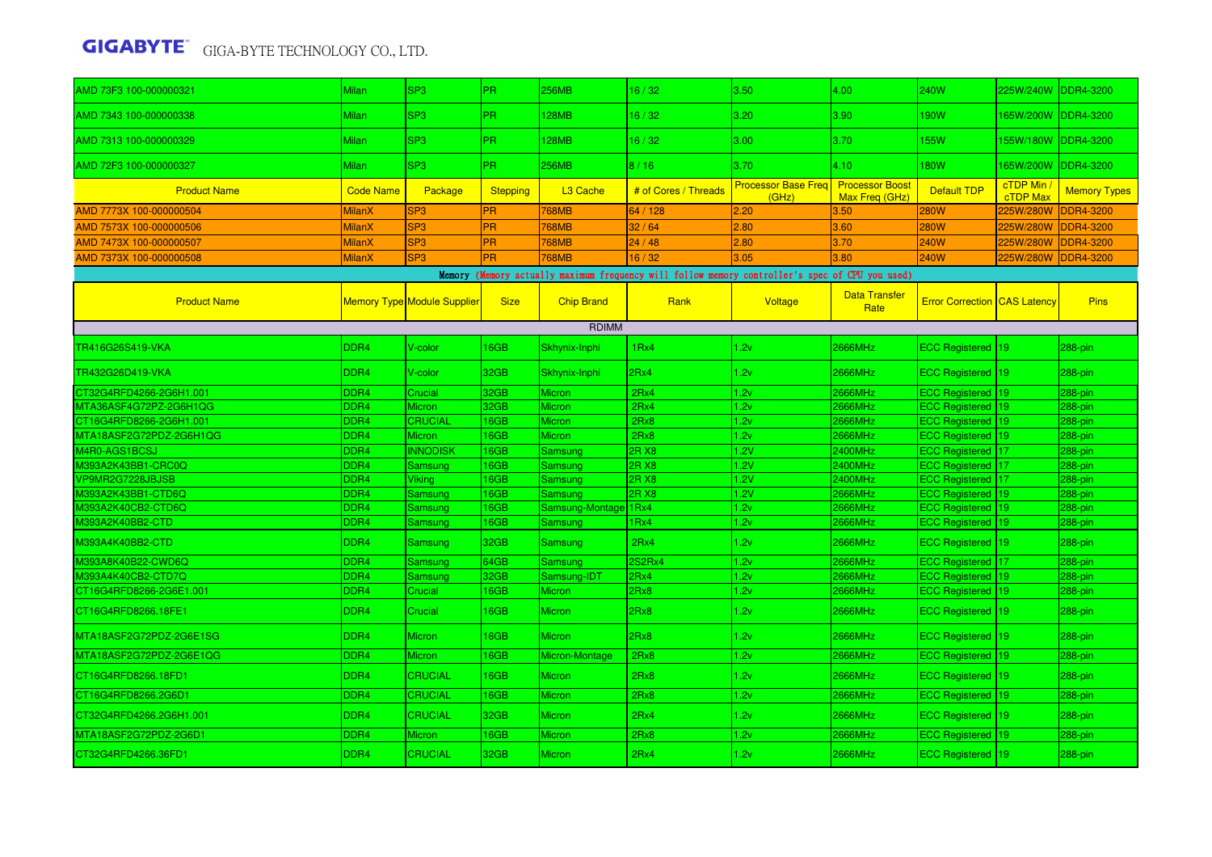| | | | | | | | | | | |
|---|---|---|---|---|---|---|---|---|---|---|
| AMD 73F3 100-000000321 | Milan | SP3 | PR | 256MB | 16 / 32 | 3.50 | 4.00 | 240W | 225W/240W | DDR4-3200 |
| AMD 7343 100-000000338 | Milan | SP3 | PR | 128MB | 16 / 32 | 3.20 | 3.90 | 190W | 165W/200W | DDR4-3200 |
| AMD 7313 100-000000329 | Milan | SP3 | PR | 128MB | 16 / 32 | 3.00 | 3.70 | 155W | 155W/180W | DDR4-3200 |
| AMD 72F3 100-000000327 | Milan | SP3 | PR | 256MB | 8 / 16 | 3.70 | 4.10 | 180W | 165W/200W | DDR4-3200 |
| Product Name | Code Name | Package | Stepping | L3 Cache | # of Cores / Threads | Processor Base Freq (GHz) | Processor Boost Max Freq (GHz) | Default TDP | cTDP Min / cTDP Max | Memory Types |
| AMD 7773X 100-000000504 | MilanX | SP3 | PR | 768MB | 64 / 128 | 2.20 | 3.50 | 280W | 225W/280W | DDR4-3200 |
| AMD 7573X 100-000000506 | MilanX | SP3 | PR | 768MB | 32 / 64 | 2.80 | 3.60 | 280W | 225W/280W | DDR4-3200 |
| AMD 7473X 100-000000507 | MilanX | SP3 | PR | 768MB | 24 / 48 | 2.80 | 3.70 | 240W | 225W/280W | DDR4-3200 |
| AMD 7373X 100-000000508 | MilanX | SP3 | PR | 768MB | 16 / 32 | 3.05 | 3.80 | 240W | 225W/280W | DDR4-3200 |

**Memory** (Memory actually maximum frequency will follow memory controller's spec of CPU you used)

| Product Name | Memory Type | Module Supplier | Size | Chip Brand | Rank | Voltage | Data Transfer Rate | Error Correction | CAS Latency | Pins |
|---|---|---|---|---|---|---|---|---|---|---|
| RDIMM | | | | | | | | | | |
| TR416G26S419-VKA | DDR4 | V-color | 16GB | Skhynix-Inphi | 1Rx4 | 1.2v | 2666MHz | ECC Registered | 19 | 288-pin |
| TR432G26D419-VKA | DDR4 | V-color | 32GB | Skhynix-Inphi | 2Rx4 | 1.2v | 2666MHz | ECC Registered | 19 | 288-pin |
| CT32G4RFD4266-2G6H1.001 | DDR4 | Crucial | 32GB | Micron | 2Rx4 | 1.2v | 2666MHz | ECC Registered | 19 | 288-pin |
| MTA36ASF4G72PZ-2G6H1QG | DDR4 | Micron | 32GB | Micron | 2Rx4 | 1.2v | 2666MHz | ECC Registered | 19 | 288-pin |
| CT16G4RFD8266-2G6H1.001 | DDR4 | CRUCIAL | 16GB | Micron | 2Rx8 | 1.2v | 2666MHz | ECC Registered | 19 | 288-pin |
| MTA18ASF2G72PDZ-2G6H1QG | DDR4 | Micron | 16GB | Micron | 2Rx8 | 1.2v | 2666MHz | ECC Registered | 19 | 288-pin |
| M4R0-AGS1BCSJ | DDR4 | INNODISK | 16GB | Samsung | 2R X8 | 1.2V | 2400MHz | ECC Registered | 17 | 288-pin |
| M393A2K43BB1-CRC0Q | DDR4 | Samsung | 16GB | Samsung | 2R X8 | 1.2V | 2400MHz | ECC Registered | 17 | 288-pin |
| VP9MR2G7228JBJSB | DDR4 | Viking | 16GB | Samsung | 2R X8 | 1.2V | 2400MHz | ECC Registered | 17 | 288-pin |
| M393A2K43BB1-CTD6Q | DDR4 | Samsung | 16GB | Samsung | 2R X8 | 1.2V | 2666MHz | ECC Registered | 19 | 288-pin |
| M393A2K40CB2-CTD6Q | DDR4 | Samsung | 16GB | Samsung-Montage | 1Rx4 | 1.2v | 2666MHz | ECC Registered | 19 | 288-pin |
| M393A2K40BB2-CTD | DDR4 | Samsung | 16GB | Samsung | 1Rx4 | 1.2v | 2666MHz | ECC Registered | 19 | 288-pin |
| M393A4K40BB2-CTD | DDR4 | Samsung | 32GB | Samsung | 2Rx4 | 1.2v | 2666MHz | ECC Registered | 19 | 288-pin |
| M393A8K40B22-CWD6Q | DDR4 | Samsung | 64GB | Samsung | 2S2Rx4 | 1.2v | 2666MHz | ECC Registered | 17 | 288-pin |
| M393A4K40CB2-CTD7Q | DDR4 | Samsung | 32GB | Samsung-IDT | 2Rx4 | 1.2v | 2666MHz | ECC Registered | 19 | 288-pin |
| CT16G4RFD8266-2G6E1.001 | DDR4 | Crucial | 16GB | Micron | 2Rx8 | 1.2v | 2666MHz | ECC Registered | 19 | 288-pin |
| CT16G4RFD8266.18FE1 | DDR4 | Crucial | 16GB | Micron | 2Rx8 | 1.2v | 2666MHz | ECC Registered | 19 | 288-pin |
| MTA18ASF2G72PDZ-2G6E1SG | DDR4 | Micron | 16GB | Micron | 2Rx8 | 1.2v | 2666MHz | ECC Registered | 19 | 288-pin |
| MTA18ASF2G72PDZ-2G6E1QG | DDR4 | Micron | 16GB | Micron-Montage | 2Rx8 | 1.2v | 2666MHz | ECC Registered | 19 | 288-pin |
| CT16G4RFD8266.18FD1 | DDR4 | CRUCIAL | 16GB | Micron | 2Rx8 | 1.2v | 2666MHz | ECC Registered | 19 | 288-pin |
| CT16G4RFD8266.2G6D1 | DDR4 | CRUCIAL | 16GB | Micron | 2Rx8 | 1.2v | 2666MHz | ECC Registered | 19 | 288-pin |
| CT32G4RFD4266.2G6H1.001 | DDR4 | CRUCIAL | 32GB | Micron | 2Rx4 | 1.2v | 2666MHz | ECC Registered | 19 | 288-pin |
| MTA18ASF2G72PDZ-2G6D1 | DDR4 | Micron | 16GB | Micron | 2Rx8 | 1.2v | 2666MHz | ECC Registered | 19 | 288-pin |
| CT32G4RFD4266.36FD1 | DDR4 | CRUCIAL | 32GB | Micron | 2Rx4 | 1.2v | 2666MHz | ECC Registered | 19 | 288-pin |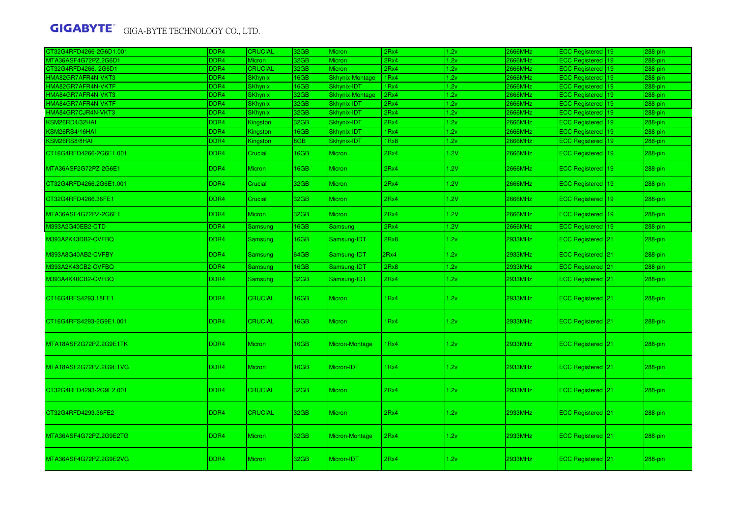| | | | | | | | | | | |
|---|---|---|---|---|---|---|---|---|---|---|
| CT32G4RFD4266-2G6D1.001 | DDR4 | CRUCIAL | 32GB | Micron | 2Rx4 | 1.2v | 2666MHz | ECC Registered | 19 | 288-pin |
| MTA36ASF4G72PZ.2G6D1 | DDR4 | Micron | 32GB | Micron | 2Rx4 | 1.2v | 2666MHz | ECC Registered | 19 | 288-pin |
| CT32G4RFD4266.-2G6D1 | DDR4 | CRUCIAL | 32GB | Micron | 2Rx4 | 1.2v | 2666MHz | ECC Registered | 19 | 288-pin |
| HMA82GR7AFR4N-VKT3 | DDR4 | SKhynix | 16GB | Skhynix-Montage | 1Rx4 | 1.2v | 2666MHz | ECC Registered | 19 | 288-pin |
| HMA82GR7AFR4N-VKTF | DDR4 | SKhynix | 16GB | Skhynix-IDT | 1Rx4 | 1.2v | 2666MHz | ECC Registered | 19 | 288-pin |
| HMA84GR7AFR4N-VKT3 | DDR4 | SKhynix | 32GB | Skhynix-Montage | 2Rx4 | 1.2v | 2666MHz | ECC Registered | 19 | 288-pin |
| HMA84GR7AFR4N-VKTF | DDR4 | SKhynix | 32GB | Skhynix-IDT | 2Rx4 | 1.2v | 2666MHz | ECC Registered | 19 | 288-pin |
| HMA84GR7CJR4N-VKT3 | DDR4 | SKhynix | 32GB | Skhynix-IDT | 2Rx4 | 1.2v | 2666MHz | ECC Registered | 19 | 288-pin |
| KSM26RD4/32HAI | DDR4 | Kingston | 32GB | Skhynix-IDT | 2Rx4 | 1.2v | 2666MHz | ECC Registered | 19 | 288-pin |
| KSM26RS4/16HAI | DDR4 | Kingston | 16GB | Skhynix-IDT | 1Rx4 | 1.2v | 2666MHz | ECC Registered | 19 | 288-pin |
| KSM26RS8/8HAI | DDR4 | Kingston | 8GB | Skhynix-IDT | 1Rx8 | 1.2v | 2666MHz | ECC Registered | 19 | 288-pin |
| CT16G4RFD4266-2G6E1.001 | DDR4 | Crucial | 16GB | Micron | 2Rx4 | 1.2V | 2666MHz | ECC Registered | 19 | 288-pin |
| MTA36ASF2G72PZ-2G6E1 | DDR4 | Micron | 16GB | Micron | 2Rx4 | 1.2V | 2666MHz | ECC Registered | 19 | 288-pin |
| CT32G4RFD4266.2G6E1.001 | DDR4 | Crucial | 32GB | Micron | 2Rx4 | 1.2V | 2666MHz | ECC Registered | 19 | 288-pin |
| CT32G4RFD4266.36FE1 | DDR4 | Crucial | 32GB | Micron | 2Rx4 | 1.2V | 2666MHz | ECC Registered | 19 | 288-pin |
| MTA36ASF4G72PZ-2G6E1 | DDR4 | Micron | 32GB | Micron | 2Rx4 | 1.2V | 2666MHz | ECC Registered | 19 | 288-pin |
| M393A2G40EB2-CTD | DDR4 | Samsung | 16GB | Samsung | 2Rx4 | 1.2V | 2666MHz | ECC Registered | 19 | 288-pin |
| M393A2K43DB2-CVFBQ | DDR4 | Samsung | 16GB | Samsung-IDT | 2Rx8 | 1.2v | 2933MHz | ECC Registered | 21 | 288-pin |
| M393A8G40AB2-CVFBY | DDR4 | Samsung | 64GB | Samsung-IDT | 2Rx4 | 1.2v | 2933MHz | ECC Registered | 21 | 288-pin |
| M393A2K43CB2-CVFBQ | DDR4 | Samsung | 16GB | Samsung-IDT | 2Rx8 | 1.2v | 2933MHz | ECC Registered | 21 | 288-pin |
| M393A4K40CB2-CVFBQ | DDR4 | Samsung | 32GB | Samsung-IDT | 2Rx4 | 1.2v | 2933MHz | ECC Registered | 21 | 288-pin |
| CT16G4RFS4293.18FE1 | DDR4 | CRUCIAL | 16GB | Micron | 1Rx4 | 1.2v | 2933MHz | ECC Registered | 21 | 288-pin |
| CT16G4RFS4293-2G9E1.001 | DDR4 | CRUCIAL | 16GB | Micron | 1Rx4 | 1.2v | 2933MHz | ECC Registered | 21 | 288-pin |
| MTA18ASF2G72PZ.2G9E1TK | DDR4 | Micron | 16GB | Micron-Montage | 1Rx4 | 1.2v | 2933MHz | ECC Registered | 21 | 288-pin |
| MTA18ASF2G72PZ.2G9E1VG | DDR4 | Micron | 16GB | Micron-IDT | 1Rx4 | 1.2v | 2933MHz | ECC Registered | 21 | 288-pin |
| CT32G4RFD4293-2G9E2.001 | DDR4 | CRUCIAL | 32GB | Micron | 2Rx4 | 1.2v | 2933MHz | ECC Registered | 21 | 288-pin |
| CT32G4RFD4293.36FE2 | DDR4 | CRUCIAL | 32GB | Micron | 2Rx4 | 1.2v | 2933MHz | ECC Registered | 21 | 288-pin |
| MTA36ASF4G72PZ.2G9E2TG | DDR4 | Micron | 32GB | Micron-Montage | 2Rx4 | 1.2v | 2933MHz | ECC Registered | 21 | 288-pin |
| MTA36ASF4G72PZ.2G9E2VG | DDR4 | Micron | 32GB | Micron-IDT | 2Rx4 | 1.2v | 2933MHz | ECC Registered | 21 | 288-pin |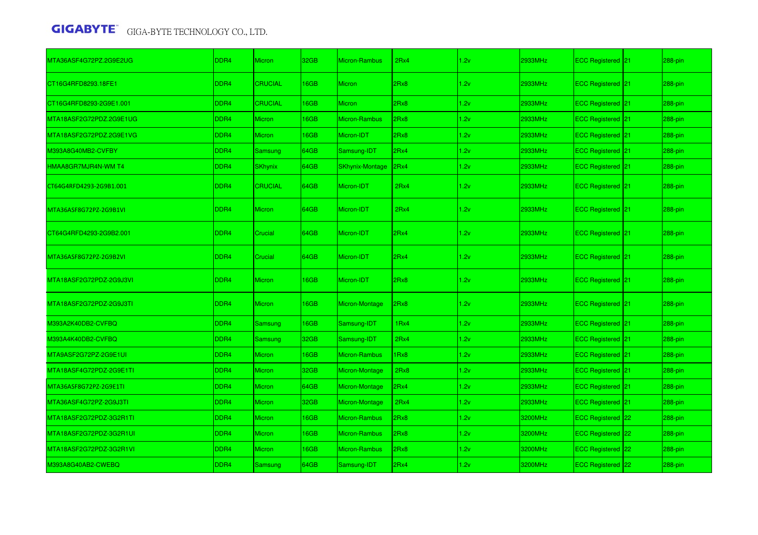| | | | | | | | | | | |
|---|---|---|---|---|---|---|---|---|---|---|
| MTA36ASF4G72PZ.2G9E2UG | DDR4 | Micron | 32GB | Micron-Rambus | 2Rx4 | 1.2v | 2933MHz | ECC Registered | 21 | 288-pin |
| CT16G4RFD8293.18FE1 | DDR4 | CRUCIAL | 16GB | Micron | 2Rx8 | 1.2v | 2933MHz | ECC Registered | 21 | 288-pin |
| CT16G4RFD8293-2G9E1.001 | DDR4 | CRUCIAL | 16GB | Micron | 2Rx8 | 1.2v | 2933MHz | ECC Registered | 21 | 288-pin |
| MTA18ASF2G72PDZ.2G9E1UG | DDR4 | Micron | 16GB | Micron-Rambus | 2Rx8 | 1.2v | 2933MHz | ECC Registered | 21 | 288-pin |
| MTA18ASF2G72PDZ.2G9E1VG | DDR4 | Micron | 16GB | Micron-IDT | 2Rx8 | 1.2v | 2933MHz | ECC Registered | 21 | 288-pin |
| M393A8G40MB2-CVFBY | DDR4 | Samsung | 64GB | Samsung-IDT | 2Rx4 | 1.2v | 2933MHz | ECC Registered | 21 | 288-pin |
| HMAA8GR7MJR4N-WM T4 | DDR4 | SKhynix | 64GB | SKhynix-Montage | 2Rx4 | 1.2v | 2933MHz | ECC Registered | 21 | 288-pin |
| CT64G4RFD4293-2G9B1.001 | DDR4 | CRUCIAL | 64GB | Micron-IDT | 2Rx4 | 1.2v | 2933MHz | ECC Registered | 21 | 288-pin |
| MTA36ASF8G72PZ-2G9B1VI | DDR4 | Micron | 64GB | Micron-IDT | 2Rx4 | 1.2v | 2933MHz | ECC Registered | 21 | 288-pin |
| CT64G4RFD4293-2G9B2.001 | DDR4 | Crucial | 64GB | Micron-IDT | 2Rx4 | 1.2v | 2933MHz | ECC Registered | 21 | 288-pin |
| MTA36ASF8G72PZ-2G9B2VI | DDR4 | Crucial | 64GB | Micron-IDT | 2Rx4 | 1.2v | 2933MHz | ECC Registered | 21 | 288-pin |
| MTA18ASF2G72PDZ-2G9J3VI | DDR4 | Micron | 16GB | Micron-IDT | 2Rx8 | 1.2v | 2933MHz | ECC Registered | 21 | 288-pin |
| MTA18ASF2G72PDZ-2G9J3TI | DDR4 | Micron | 16GB | Micron-Montage | 2Rx8 | 1.2v | 2933MHz | ECC Registered | 21 | 288-pin |
| M393A2K40DB2-CVFBQ | DDR4 | Samsung | 16GB | Samsung-IDT | 1Rx4 | 1.2v | 2933MHz | ECC Registered | 21 | 288-pin |
| M393A4K40DB2-CVFBQ | DDR4 | Samsung | 32GB | Samsung-IDT | 2Rx4 | 1.2v | 2933MHz | ECC Registered | 21 | 288-pin |
| MTA9ASF2G72PZ-2G9E1UI | DDR4 | Micron | 16GB | Micron-Rambus | 1Rx8 | 1.2v | 2933MHz | ECC Registered | 21 | 288-pin |
| MTA18ASF4G72PDZ-2G9E1TI | DDR4 | Micron | 32GB | Micron-Montage | 2Rx8 | 1.2v | 2933MHz | ECC Registered | 21 | 288-pin |
| MTA36ASF8G72PZ-2G9E1TI | DDR4 | Micron | 64GB | Micron-Montage | 2Rx4 | 1.2v | 2933MHz | ECC Registered | 21 | 288-pin |
| MTA36ASF4G72PZ-2G9J3TI | DDR4 | Micron | 32GB | Micron-Montage | 2Rx4 | 1.2v | 2933MHz | ECC Registered | 21 | 288-pin |
| MTA18ASF2G72PDZ-3G2R1TI | DDR4 | Micron | 16GB | Micron-Rambus | 2Rx8 | 1.2v | 3200MHz | ECC Registered | 22 | 288-pin |
| MTA18ASF2G72PDZ-3G2R1UI | DDR4 | Micron | 16GB | Micron-Rambus | 2Rx8 | 1.2v | 3200MHz | ECC Registered | 22 | 288-pin |
| MTA18ASF2G72PDZ-3G2R1VI | DDR4 | Micron | 16GB | Micron-Rambus | 2Rx8 | 1.2v | 3200MHz | ECC Registered | 22 | 288-pin |
| M393A8G40AB2-CWEBQ | DDR4 | Samsung | 64GB | Samsung-IDT | 2Rx4 | 1.2v | 3200MHz | ECC Registered | 22 | 288-pin |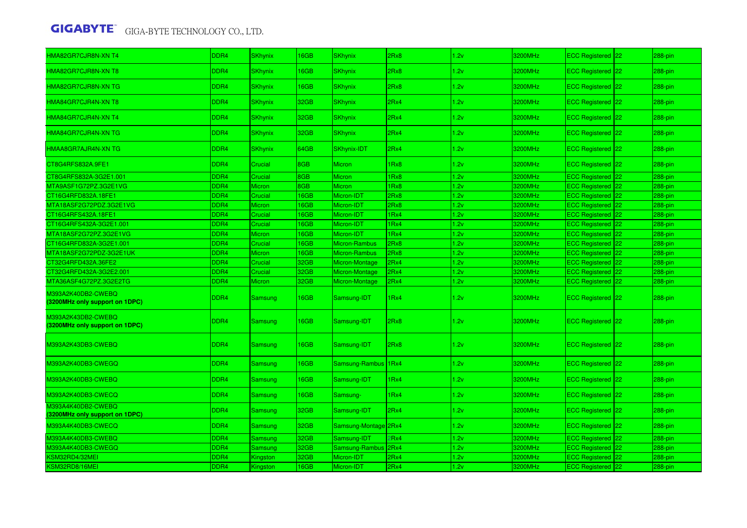| | | | | | | | | | | |
|---|---|---|---|---|---|---|---|---|---|---|
| HMA82GR7CJR8N-XN T4 | DDR4 | SKhynix | 16GB | SKhynix | 2Rx8 | 1.2v | 3200MHz | ECC Registered | 22 | 288-pin |
| HMA82GR7CJR8N-XN T8 | DDR4 | SKhynix | 16GB | SKhynix | 2Rx8 | 1.2v | 3200MHz | ECC Registered | 22 | 288-pin |
| HMA82GR7CJR8N-XN TG | DDR4 | SKhynix | 16GB | SKhynix | 2Rx8 | 1.2v | 3200MHz | ECC Registered | 22 | 288-pin |
| HMA84GR7CJR4N-XN T8 | DDR4 | SKhynix | 32GB | SKhynix | 2Rx4 | 1.2v | 3200MHz | ECC Registered | 22 | 288-pin |
| HMA84GR7CJR4N-XN T4 | DDR4 | SKhynix | 32GB | SKhynix | 2Rx4 | 1.2v | 3200MHz | ECC Registered | 22 | 288-pin |
| HMA84GR7CJR4N-XN TG | DDR4 | SKhynix | 32GB | SKhynix | 2Rx4 | 1.2v | 3200MHz | ECC Registered | 22 | 288-pin |
| HMAA8GR7AJR4N-XN TG | DDR4 | SKhynix | 64GB | SKhynix-IDT | 2Rx4 | 1.2v | 3200MHz | ECC Registered | 22 | 288-pin |
| CT8G4RFS832A.9FE1 | DDR4 | Crucial | 8GB | Micron | 1Rx8 | 1.2v | 3200MHz | ECC Registered | 22 | 288-pin |
| CT8G4RFS832A-3G2E1.001 | DDR4 | Crucial | 8GB | Micron | 1Rx8 | 1.2v | 3200MHz | ECC Registered | 22 | 288-pin |
| MTA9ASF1G72PZ.3G2E1VG | DDR4 | Micron | 8GB | Micron | 1Rx8 | 1.2v | 3200MHz | ECC Registered | 22 | 288-pin |
| CT16G4RFD832A.18FE1 | DDR4 | Crucial | 16GB | Micron-IDT | 2Rx8 | 1.2v | 3200MHz | ECC Registered | 22 | 288-pin |
| MTA18ASF2G72PDZ.3G2E1VG | DDR4 | Micron | 16GB | Micron-IDT | 2Rx8 | 1.2v | 3200MHz | ECC Registered | 22 | 288-pin |
| CT16G4RFS432A.18FE1 | DDR4 | Crucial | 16GB | Micron-IDT | 1Rx4 | 1.2v | 3200MHz | ECC Registered | 22 | 288-pin |
| CT16G4RFS432A-3G2E1.001 | DDR4 | Crucial | 16GB | Micron-IDT | 1Rx4 | 1.2v | 3200MHz | ECC Registered | 22 | 288-pin |
| MTA18ASF2G72PZ.3G2E1VG | DDR4 | Micron | 16GB | Micron-IDT | 1Rx4 | 1.2v | 3200MHz | ECC Registered | 22 | 288-pin |
| CT16G4RFD832A-3G2E1.001 | DDR4 | Crucial | 16GB | Micron-Rambus | 2Rx8 | 1.2v | 3200MHz | ECC Registered | 22 | 288-pin |
| MTA18ASF2G72PDZ-3G2E1UK | DDR4 | Micron | 16GB | Micron-Rambus | 2Rx8 | 1.2v | 3200MHz | ECC Registered | 22 | 288-pin |
| CT32G4RFD432A.36FE2 | DDR4 | Crucial | 32GB | Micron-Montage | 2Rx4 | 1.2v | 3200MHz | ECC Registered | 22 | 288-pin |
| CT32G4RFD432A-3G2E2.001 | DDR4 | Crucial | 32GB | Micron-Montage | 2Rx4 | 1.2v | 3200MHz | ECC Registered | 22 | 288-pin |
| MTA36ASF4G72PZ.3G2E2TG | DDR4 | Micron | 32GB | Micron-Montage | 2Rx4 | 1.2v | 3200MHz | ECC Registered | 22 | 288-pin |
| M393A2K40DB2-CWEBQ **(3200MHz only support on 1DPC)** | DDR4 | Samsung | 16GB | Samsung-IDT | 1Rx4 | 1.2v | 3200MHz | ECC Registered | 22 | 288-pin |
| M393A2K43DB2-CWEBQ **(3200MHz only support on 1DPC)** | DDR4 | Samsung | 16GB | Samsung-IDT | 2Rx8 | 1.2v | 3200MHz | ECC Registered | 22 | 288-pin |
| M393A2K43DB3-CWEBQ | DDR4 | Samsung | 16GB | Samsung-IDT | 2Rx8 | 1.2v | 3200MHz | ECC Registered | 22 | 288-pin |
| M393A2K40DB3-CWEGQ | DDR4 | Samsung | 16GB | Samsung-Rambus | 1Rx4 | 1.2v | 3200MHz | ECC Registered | 22 | 288-pin |
| M393A2K40DB3-CWEBQ | DDR4 | Samsung | 16GB | Samsung-IDT | 1Rx4 | 1.2v | 3200MHz | ECC Registered | 22 | 288-pin |
| M393A2K40DB3-CWECQ | DDR4 | Samsung | 16GB | Samsung- | 1Rx4 | 1.2v | 3200MHz | ECC Registered | 22 | 288-pin |
| M393A4K40DB2-CWEBQ **(3200MHz only support on 1DPC)** | DDR4 | Samsung | 32GB | Samsung-IDT | 2Rx4 | 1.2v | 3200MHz | ECC Registered | 22 | 288-pin |
| M393A4K40DB3-CWECQ | DDR4 | Samsung | 32GB | Samsung-Montage | 2Rx4 | 1.2v | 3200MHz | ECC Registered | 22 | 288-pin |
| M393A4K40DB3-CWEBQ | DDR4 | Samsung | 32GB | Samsung-IDT | 2Rx4 | 1.2v | 3200MHz | ECC Registered | 22 | 288-pin |
| M393A4K40DB3-CWEGQ | DDR4 | Samsung | 32GB | Samsung-Rambus | 2Rx4 | 1.2v | 3200MHz | ECC Registered | 22 | 288-pin |
| KSM32RD4/32MEI | DDR4 | Kingston | 32GB | Micron-IDT | 2Rx4 | 1.2v | 3200MHz | ECC Registered | 22 | 288-pin |
| KSM32RD8/16MEI | DDR4 | Kingston | 16GB | Micron-IDT | 2Rx4 | 1.2v | 3200MHz | ECC Registered | 22 | 288-pin |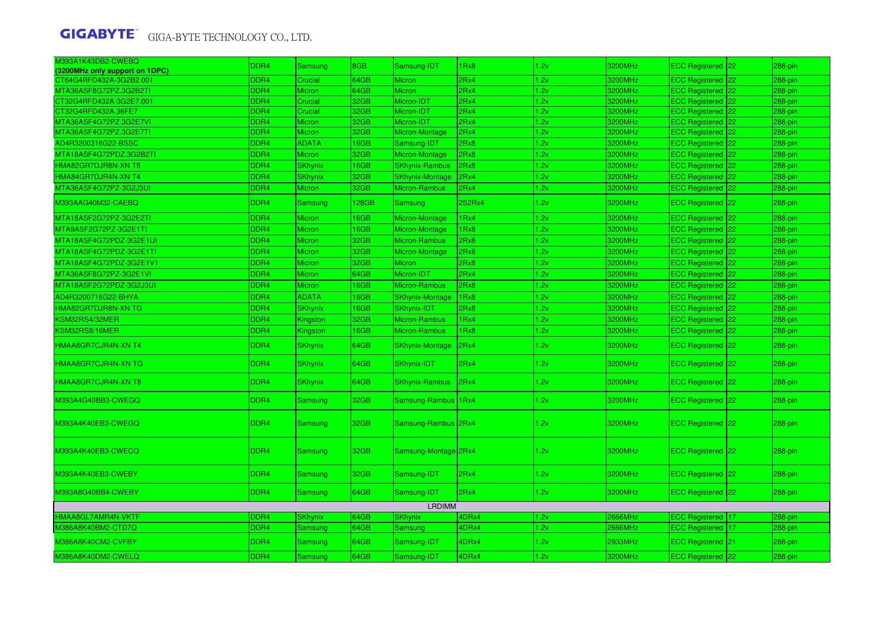| | | | | | | | | | | |
|---|---|---|---|---|---|---|---|---|---|---|
| M393A1K43DB2-CWEBQ **(3200MHz only support on 1DPC)** | DDR4 | Samsung | 8GB | Samsung-IDT | 1Rx8 | 1.2v | 3200MHz | ECC Registered | 22 | 288-pin |
| CT64G4RFD432A-3G2B2.001 | DDR4 | Crucial | 64GB | Micron | 2Rx4 | 1.2v | 3200MHz | ECC Registered | 22 | 288-pin |
| MTA36ASF8G72PZ.3G2B2TI | DDR4 | Micron | 64GB | Micron | 2Rx4 | 1.2v | 3200MHz | ECC Registered | 22 | 288-pin |
| CT32G4RFD432A-3G2E7.001 | DDR4 | Crucial | 32GB | Micron-IDT | 2Rx4 | 1.2v | 3200MHz | ECC Registered | 22 | 288-pin |
| CT32G4RFD432A.36FE7 | DDR4 | Crucial | 32GB | Micron-IDT | 2Rx4 | 1.2v | 3200MHz | ECC Registered | 22 | 288-pin |
| MTA36ASF4G72PZ.3G2E7VI | DDR4 | Micron | 32GB | Micron-IDT | 2Rx4 | 1.2v | 3200MHz | ECC Registered | 22 | 288-pin |
| MTA36ASF4G72PZ.3G2E7TI | DDR4 | Micron | 32GB | Micron-Montage | 2Rx4 | 1.2v | 3200MHz | ECC Registered | 22 | 288-pin |
| AD4R3200316G22-BSSC | DDR4 | ADATA | 16GB | Samsung-IDT | 2Rx8 | 1.2v | 3200MHz | ECC Registered | 22 | 288-pin |
| MTA18ASF4G72PDZ.3G2B2TI | DDR4 | Micron | 32GB | Micron-Montage | 2Rx8 | 1.2v | 3200MHz | ECC Registered | 22 | 288-pin |
| HMA82GR7DJR8N-XN T8 | DDR4 | SKhynix | 16GB | SKhynix-Rambus | 2Rx8 | 1.2v | 3200MHz | ECC Registered | 22 | 288-pin |
| HMA84GR7DJR4N-XN T4 | DDR4 | SKhynix | 32GB | SKhynix-Montage | 2Rx4 | 1.2v | 3200MHz | ECC Registered | 22 | 288-pin |
| MTA36ASF4G72PZ-3G2J3UI | DDR4 | Micron | 32GB | Micron-Rambus | 2Rx4 | 1.2v | 3200MHz | ECC Registered | 22 | 288-pin |
| M393AAG40M32-CAEBQ | DDR4 | Samsung | 128GB | Samsung | 2S2Rx4 | 1.2v | 3200MHz | ECC Registered | 22 | 288-pin |
| MTA18ASF2G72PZ-3G2E2TI | DDR4 | Micron | 16GB | Micron-Montage | 1Rx4 | 1.2v | 3200MHz | ECC Registered | 22 | 288-pin |
| MTA9ASF2G72PZ-3G2E1TI | DDR4 | Micron | 16GB | Micron-Montage | 1Rx8 | 1.2v | 3200MHz | ECC Registered | 22 | 288-pin |
| MTA18ASF4G72PDZ-3G2E1UI | DDR4 | Micron | 32GB | Micron-Rambus | 2Rx8 | 1.2v | 3200MHz | ECC Registered | 22 | 288-pin |
| MTA18ASF4G72PDZ-3G2E1TI | DDR4 | Micron | 32GB | Micron-Montage | 2Rx8 | 1.2v | 3200MHz | ECC Registered | 22 | 288-pin |
| MTA18ASF4G72PDZ-3G2E1V1 | DDR4 | Micron | 32GB | Micron | 2Rx8 | 1.2v | 3200MHz | ECC Registered | 22 | 288-pin |
| MTA36ASF8G72PZ-3G2E1VI | DDR4 | Micron | 64GB | Micron-IDT | 2Rx4 | 1.2v | 3200MHz | ECC Registered | 22 | 288-pin |
| MTA18ASF2G72PDZ-3G2J3UI | DDR4 | Micron | 16GB | Micron-Rambus | 2Rx8 | 1.2v | 3200MHz | ECC Registered | 22 | 288-pin |
| AD4R3200716G22-BHYA | DDR4 | ADATA | 16GB | SKhynix-Montage | 1Rx8 | 1.2v | 3200MHz | ECC Registered | 22 | 288-pin |
| HMA82GR7DJR8N-XN TG | DDR4 | SKhynix | 16GB | SKhynix-IDT | 2Rx8 | 1.2v | 3200MHz | ECC Registered | 22 | 288-pin |
| KSM32RS4/32MER | DDR4 | Kingston | 32GB | Micron-Rambus | 1Rx4 | 1.2v | 3200MHz | ECC Registered | 22 | 288-pin |
| KSM32RS8/16MER | DDR4 | Kingston | 16GB | Micron-Rambus | 1Rx8 | 1.2v | 3200MHz | ECC Registered | 22 | 288-pin |
| HMAA8GR7CJR4N-XN T4 | DDR4 | SKhynix | 64GB | SKhynix-Montage | 2Rx4 | 1.2v | 3200MHz | ECC Registered | 22 | 288-pin |
| HMAA8GR7CJR4N-XN TG | DDR4 | SKhynix | 64GB | SKhynix-IDT | 2Rx4 | 1.2v | 3200MHz | ECC Registered | 22 | 288-pin |
| HMAA8GR7CJR4N-XN T8 | DDR4 | SKhynix | 64GB | SKhynix-Rambus | 2Rx4 | 1.2v | 3200MHz | ECC Registered | 22 | 288-pin |
| M393A4G40BB3-CWEGQ | DDR4 | Samsung | 32GB | Samsung-Rambus | 1Rx4 | 1.2v | 3200MHz | ECC Registered | 22 | 288-pin |
| M393A4K40EB3-CWEGQ | DDR4 | Samsung | 32GB | Samsung-Rambus | 2Rx4 | 1.2v | 3200MHz | ECC Registered | 22 | 288-pin |
| M393A4K40EB3-CWECQ | DDR4 | Samsung | 32GB | Samsung-Montage | 2Rx4 | 1.2v | 3200MHz | ECC Registered | 22 | 288-pin |
| M393A4K40EB3-CWEBY | DDR4 | Samsung | 32GB | Samsung-IDT | 2Rx4 | 1.2v | 3200MHz | ECC Registered | 22 | 288-pin |
| M393A8G40BB4-CWEBY | DDR4 | Samsung | 64GB | Samsung-IDT | 2Rx4 | 1.2v | 3200MHz | ECC Registered | 22 | 288-pin |
| LRDIMM | | | | | | | | | | |
| HMAA8GL7AMR4N-VKTF | DDR4 | SKhynix | 64GB | SKhynix | 4DRx4 | 1.2v | 2666MHz | ECC Registered | 17 | 288-pin |
| M386A8K40BM2-CTD7Q | DDR4 | Samsung | 64GB | Samsung | 4DRx4 | 1.2v | 2666MHz | ECC Registered | 17 | 288-pin |
| M386A8K40CM2-CVFBY | DDR4 | Samsung | 64GB | Samsung-IDT | 4DRx4 | 1.2v | 2933MHz | ECC Registered | 21 | 288-pin |
| M386A8K40DM2-CWELQ | DDR4 | Samsung | 64GB | Samsung-IDT | 4DRx4 | 1.2v | 3200MHz | ECC Registered | 22 | 288-pin |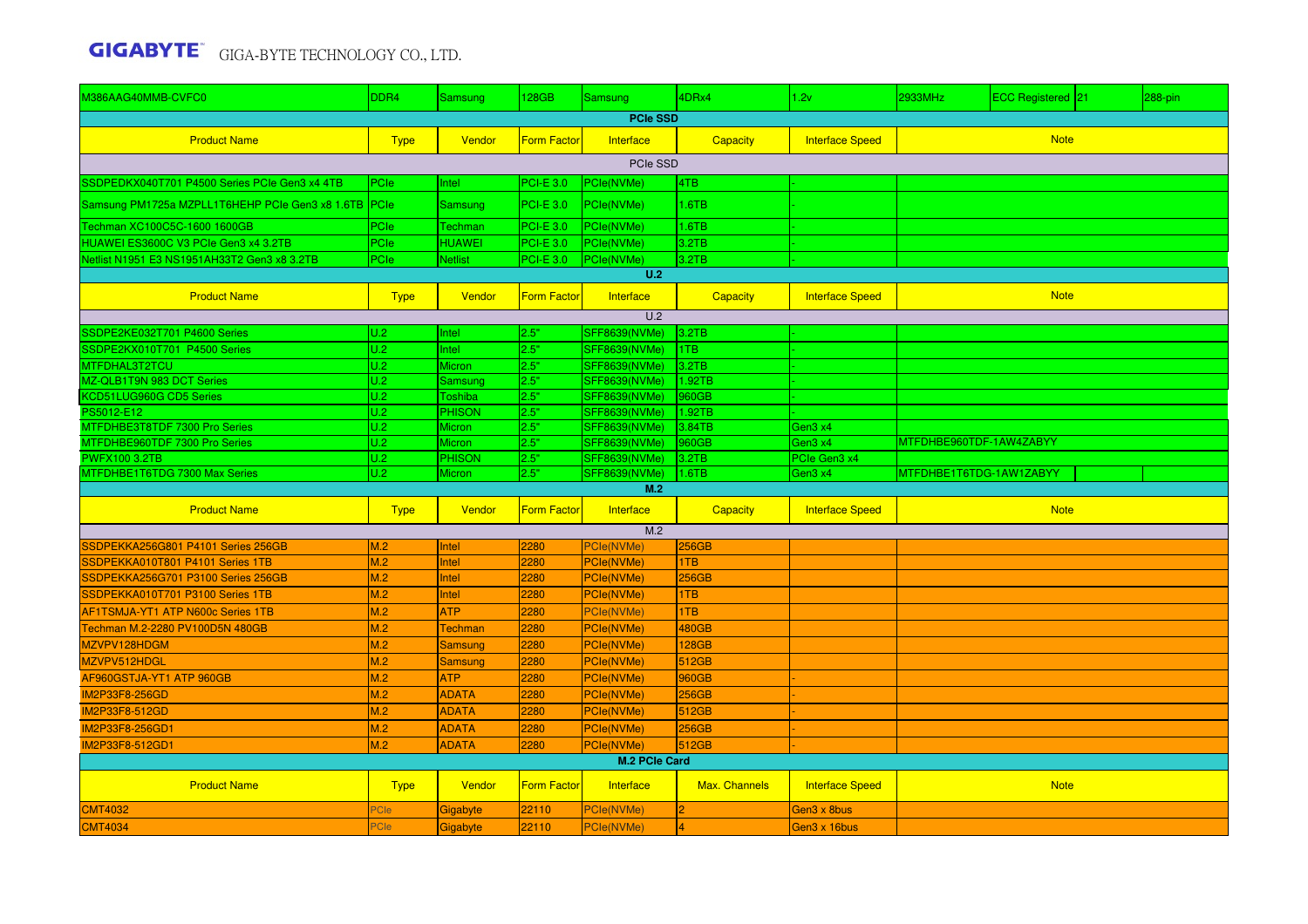GIGABYTE GIGA-BYTE TECHNOLOGY CO., LTD.

| | | | | | | | | | | |
|---|---|---|---|---|---|---|---|---|---|---|
| M386AAG40MMB-CVFC0 | DDR4 | Samsung | 128GB | Samsung | 4DRx4 | 1.2v | 2933MHz | ECC Registered | 21 | 288-pin |

## PCIe SSD

| Product Name | Type | Vendor | Form Factor | Interface | Capacity | Interface Speed | Note |
|---|---|---|---|---|---|---|---|
| PCIe SSD | | | | | | | |
| SSDPEDKX040T701 P4500 Series PCIe Gen3 x4 4TB | PCIe | Intel | PCI-E 3.0 | PCIe(NVMe) | 4TB | - | |
| Samsung PM1725a MZPLL1T6HEHP PCIe Gen3 x8 1.6TB | PCIe | Samsung | PCI-E 3.0 | PCIe(NVMe) | 1.6TB | - | |
| Techman XC100C5C-1600 1600GB | PCIe | Techman | PCI-E 3.0 | PCIe(NVMe) | 1.6TB | - | |
| HUAWEI ES3600C V3 PCIe Gen3 x4 3.2TB | PCIe | HUAWEI | PCI-E 3.0 | PCIe(NVMe) | 3.2TB | - | |
| Netlist N1951 E3 NS1951AH33T2 Gen3 x8 3.2TB | PCIe | Netlist | PCI-E 3.0 | PCIe(NVMe) | 3.2TB | - | |

## U.2

| Product Name | Type | Vendor | Form Factor | Interface | Capacity | Interface Speed | Note |
|---|---|---|---|---|---|---|---|
| U.2 | | | | | | | |
| SSDPE2KE032T701 P4600 Series | U.2 | Intel | 2.5" | SFF8639(NVMe) | 3.2TB | - | |
| SSDPE2KX010T701 P4500 Series | U.2 | Intel | 2.5" | SFF8639(NVMe) | 1TB | - | |
| MTFDHAL3T2TCU | U.2 | Micron | 2.5" | SFF8639(NVMe) | 3.2TB | - | |
| MZ-QLB1T9N 983 DCT Series | U.2 | Samsung | 2.5" | SFF8639(NVMe) | 1.92TB | - | |
| KCD51LUG960G CD5 Series | U.2 | Toshiba | 2.5" | SFF8639(NVMe) | 960GB | - | |
| PS5012-E12 | U.2 | PHISON | 2.5" | SFF8639(NVMe) | 1.92TB | - | |
| MTFDHBE3T8TDF 7300 Pro Series | U.2 | Micron | 2.5" | SFF8639(NVMe) | 3.84TB | Gen3 x4 | |
| MTFDHBE960TDF 7300 Pro Series | U.2 | Micron | 2.5" | SFF8639(NVMe) | 960GB | Gen3 x4 | MTFDHBE960TDF-1AW4ZABYY |
| PWFX100 3.2TB | U.2 | PHISON | 2.5" | SFF8639(NVMe) | 3.2TB | PCIe Gen3 x4 | |
| MTFDHBE1T6TDG 7300 Max Series | U.2 | Micron | 2.5" | SFF8639(NVMe) | 1.6TB | Gen3 x4 | MTFDHBE1T6TDG-1AW1ZABYY |

## M.2

| Product Name | Type | Vendor | Form Factor | Interface | Capacity | Interface Speed | Note |
|---|---|---|---|---|---|---|---|
| M.2 | | | | | | | |
| SSDPEKKA256G801 P4101 Series 256GB | M.2 | Intel | 2280 | PCIe(NVMe) | 256GB | | |
| SSDPEKKA010T801 P4101 Series 1TB | M.2 | Intel | 2280 | PCIe(NVMe) | 1TB | | |
| SSDPEKKA256G701 P3100 Series 256GB | M.2 | Intel | 2280 | PCIe(NVMe) | 256GB | | |
| SSDPEKKA010T701 P3100 Series 1TB | M.2 | Intel | 2280 | PCIe(NVMe) | 1TB | | |
| AF1TSMJA-YT1 ATP N600c Series 1TB | M.2 | ATP | 2280 | PCIe(NVMe) | 1TB | | |
| Techman M.2-2280 PV100D5N 480GB | M.2 | Techman | 2280 | PCIe(NVMe) | 480GB | | |
| MZVPV128HDGM | M.2 | Samsung | 2280 | PCIe(NVMe) | 128GB | | |
| MZVPV512HDGL | M.2 | Samsung | 2280 | PCIe(NVMe) | 512GB | | |
| AF960GSTJA-YT1 ATP 960GB | M.2 | ATP | 2280 | PCIe(NVMe) | 960GB | - | |
| IM2P33F8-256GD | M.2 | ADATA | 2280 | PCIe(NVMe) | 256GB | - | |
| IM2P33F8-512GD | M.2 | ADATA | 2280 | PCIe(NVMe) | 512GB | - | |
| IM2P33F8-256GD1 | M.2 | ADATA | 2280 | PCIe(NVMe) | 256GB | - | |
| IM2P33F8-512GD1 | M.2 | ADATA | 2280 | PCIe(NVMe) | 512GB | - | |

## M.2 PCIe Card

| Product Name | Type | Vendor | Form Factor | Interface | Max. Channels | Interface Speed | Note |
|---|---|---|---|---|---|---|---|
| CMT4032 | PCIe | Gigabyte | 22110 | PCIe(NVMe) | 2 | Gen3 x 8bus | |
| CMT4034 | PCIe | Gigabyte | 22110 | PCIe(NVMe) | 4 | Gen3 x 16bus | |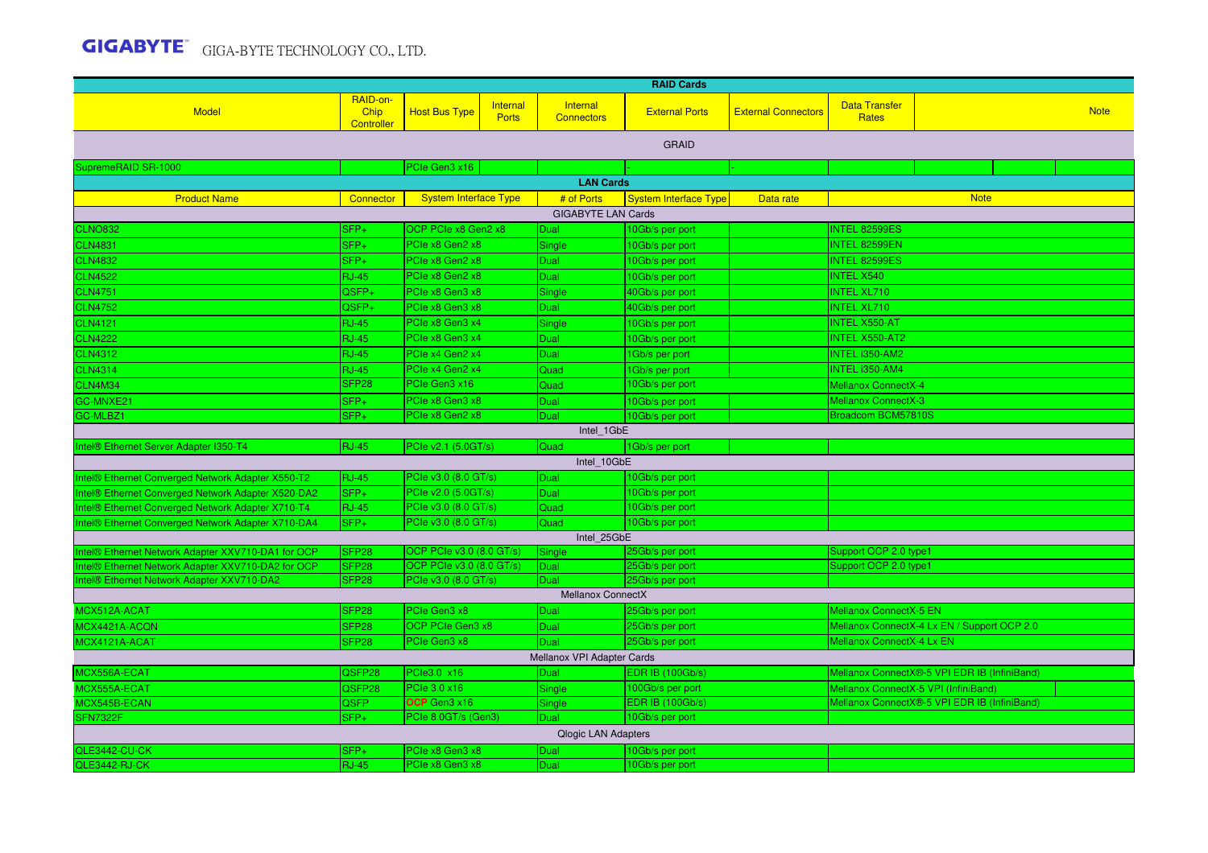**GIGABYTE** GIGA-BYTE TECHNOLOGY CO., LTD.

## RAID Cards

| Model | RAID-on-Chip Controller | Host Bus Type | Internal Ports | Internal Connectors | External Ports | External Connectors | Data Transfer Rates | | | | Note |
|---|---|---|---|---|---|---|---|---|---|---|---|
| | | | | | GRAID | | | | | | |
| SupremeRAID SR-1000 | | PCIe Gen3 x16 | | | - | - | | | | | |

## LAN Cards

| Product Name | Connector | System Interface Type | # of Ports | System Interface Type | Data rate | Note |
|---|---|---|---|---|---|---|
| | | | GIGABYTE LAN Cards | | | |
| CLNO832 | SFP+ | OCP PCIe x8 Gen2 x8 | Dual | 10Gb/s per port | | INTEL 82599ES |
| CLN4831 | SFP+ | PCIe x8 Gen2 x8 | Single | 10Gb/s per port | | INTEL 82599EN |
| CLN4832 | SFP+ | PCIe x8 Gen2 x8 | Dual | 10Gb/s per port | | INTEL 82599ES |
| CLN4522 | RJ-45 | PCIe x8 Gen2 x8 | Dual | 10Gb/s per port | | INTEL X540 |
| CLN4751 | QSFP+ | PCIe x8 Gen3 x8 | Single | 40Gb/s per port | | INTEL XL710 |
| CLN4752 | QSFP+ | PCIe x8 Gen3 x8 | Dual | 40Gb/s per port | | INTEL XL710 |
| CLN4121 | RJ-45 | PCIe x8 Gen3 x4 | Single | 10Gb/s per port | | INTEL X550-AT |
| CLN4222 | RJ-45 | PCIe x8 Gen3 x4 | Dual | 10Gb/s per port | | INTEL X550-AT2 |
| CLN4312 | RJ-45 | PCIe x4 Gen2 x4 | Dual | 1Gb/s per port | | INTEL i350-AM2 |
| CLN4314 | RJ-45 | PCIe x4 Gen2 x4 | Quad | 1Gb/s per port | | INTEL i350-AM4 |
| CLN4M34 | SFP28 | PCIe Gen3 x16 | Quad | 10Gb/s per port | | Mellanox ConnectX-4 |
| GC-MNXE21 | SFP+ | PCIe x8 Gen3 x8 | Dual | 10Gb/s per port | | Mellanox ConnectX-3 |
| GC-MLBZ1 | SFP+ | PCIe x8 Gen2 x8 | Dual | 10Gb/s per port | | Broadcom BCM57810S |
| | | | Intel_1GbE | | | |
| Intel® Ethernet Server Adapter I350-T4 | RJ-45 | PCIe v2.1 (5.0GT/s) | Quad | 1Gb/s per port | | |
| | | | Intel_10GbE | | | |
| Intel® Ethernet Converged Network Adapter X550-T2 | RJ-45 | PCIe v3.0 (8.0 GT/s) | Dual | 10Gb/s per port | | |
| Intel® Ethernet Converged Network Adapter X520-DA2 | SFP+ | PCIe v2.0 (5.0GT/s) | Dual | 10Gb/s per port | | |
| Intel® Ethernet Converged Network Adapter X710-T4 | RJ-45 | PCIe v3.0 (8.0 GT/s) | Quad | 10Gb/s per port | | |
| Intel® Ethernet Converged Network Adapter X710-DA4 | SFP+ | PCIe v3.0 (8.0 GT/s) | Quad | 10Gb/s per port | | |
| | | | Intel_25GbE | | | |
| Intel® Ethernet Network Adapter XXV710-DA1 for OCP | SFP28 | OCP PCIe v3.0 (8.0 GT/s) | Single | 25Gb/s per port | | Support OCP 2.0 type1 |
| Intel® Ethernet Network Adapter XXV710-DA2 for OCP | SFP28 | OCP PCIe v3.0 (8.0 GT/s) | Dual | 25Gb/s per port | | Support OCP 2.0 type1 |
| Intel® Ethernet Network Adapter XXV710-DA2 | SFP28 | PCIe v3.0 (8.0 GT/s) | Dual | 25Gb/s per port | | |
| | | | Mellanox ConnectX | | | |
| MCX512A-ACAT | SFP28 | PCIe Gen3 x8 | Dual | 25Gb/s per port | | Mellanox ConnectX-5 EN |
| MCX4421A-ACQN | SFP28 | OCP PCIe Gen3 x8 | Dual | 25Gb/s per port | | Mellanox ConnectX-4 Lx EN / Support OCP 2.0 |
| MCX4121A-ACAT | SFP28 | PCIe Gen3 x8 | Dual | 25Gb/s per port | | Mellanox ConnectX-4 Lx EN |
| | | | Mellanox VPI Adapter Cards | | | |
| MCX556A-ECAT | QSFP28 | PCIe3.0 x16 | Dual | EDR IB (100Gb/s) | | Mellanox ConnectX®-5 VPI EDR IB (InfiniBand) |
| MCX555A-ECAT | QSFP28 | PCIe 3.0 x16 | Single | 100Gb/s per port | | Mellanox ConnectX-5 VPI (InfiniBand) |
| MCX545B-ECAN | QSFP | OCP Gen3 x16 | Single | EDR IB (100Gb/s) | | Mellanox ConnectX®-5 VPI EDR IB (InfiniBand) |
| SFN7322F | SFP+ | PCIe 8.0GT/s (Gen3) | Dual | 10Gb/s per port | | |
| | | | Qlogic LAN Adapters | | | |
| QLE3442-CU-CK | SFP+ | PCIe x8 Gen3 x8 | Dual | 10Gb/s per port | | |
| QLE3442-RJ-CK | RJ-45 | PCIe x8 Gen3 x8 | Dual | 10Gb/s per port | | |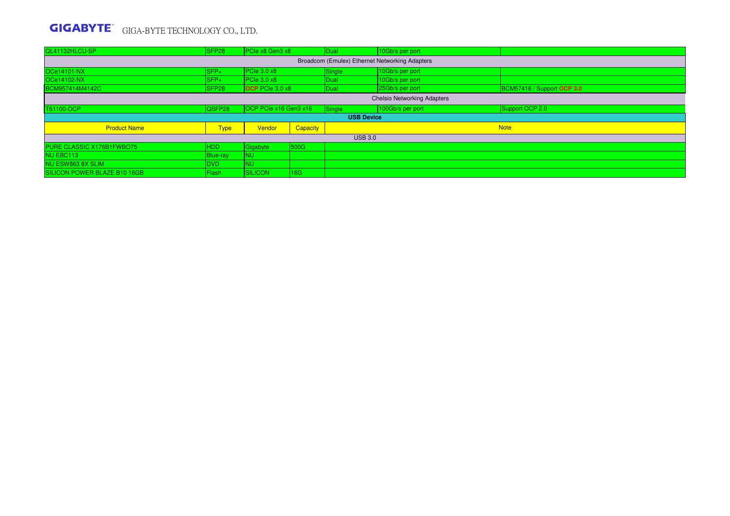| | | | | | |
|---|---|---|---|---|---|
| QL41132HLCU-SP | SFP28 | PCIe x8 Gen3 x8 | Dual | 10Gb/s per port | |
| Broadcom (Emulex) Ethernet Networking Adapters | | | | | |
| OCe14101-NX | SFP+ | PCIe 3.0 x8 | Single | 10Gb/s per port | |
| OCe14102-NX | SFP+ | PCIe 3.0 x8 | Dual | 10Gb/s per port | |
| BCM957414M4142C | SFP28 | OCP PCIe 3.0 x8 | Dual | 25Gb/s per port | BCM57416 / Support OCP 3.0 |
| Chelsio Networking Adapters | | | | | |
| T61100-OCP | QSFP28 | OCP PCIe x16 Gen3 x16 | Single | 100Gb/s per port | Support OCP 2.0 |

**USB Device**

| Product Name | Type | Vendor | Capacity | Note |
|---|---|---|---|---|
| USB 3.0 | | | | |
| PURE CLASSIC X176B1FWBO75 | HDD | Gigabyte | 500G | |
| NU EBC113 | Blue-ray | NU | | |
| NU ESW863 8X SLIM | DVD | NU | | |
| SILICON POWER BLAZE B10 16GB | Flash | SILICON | 16G | |